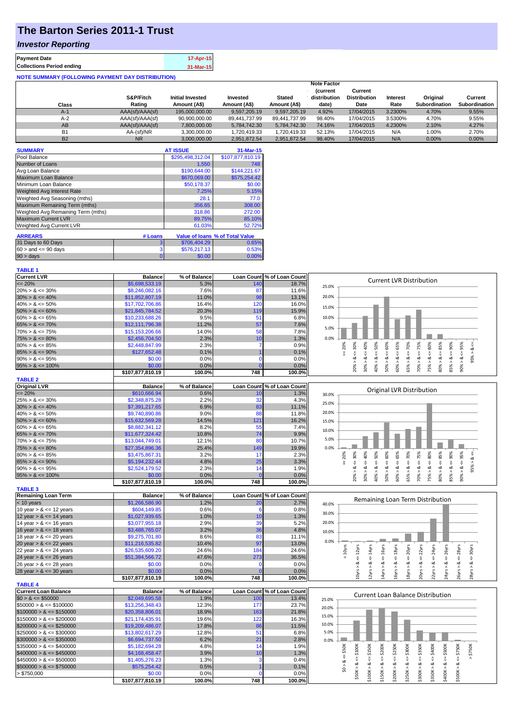# The Barton Series 2011-1 Trust

## *Investor Reporting*

| | |
|---|---|
| **Payment Date** | 17-Apr-15 |
| **Collections Period ending** | 31-Mar-15 |

**NOTE SUMMARY (FOLLOWING PAYMENT DAY DISTRIBUTION)**

| Class | S&P/Fitch Rating | Initial Invested Amount (A$) | Invested Amount (A$) | Stated Amount (A$) | Note Factor (current distribution date) | Current Distribution Date | Interest Rate | Original Subordination | Current Subordination |
|---|---|---|---|---|---|---|---|---|---|
| A-1 | AAA(sf)/AAA(sf) | 195,000,000.00 | 9,597,205.19 | 9,597,205.19 | 4.92% | 17/04/2015 | 3.2300% | 4.70% | 9.55% |
| A-2 | AAA(sf)/AAA(sf) | 90,900,000.00 | 89,441,737.99 | 89,441,737.99 | 98.40% | 17/04/2015 | 3.5300% | 4.70% | 9.55% |
| AB | AAA(sf)/AAA(sf) | 7,800,000.00 | 5,784,742.30 | 5,784,742.30 | 74.16% | 17/04/2015 | 4.2300% | 2.10% | 4.27% |
| B1 | AA-(sf)/NR | 3,300,000.00 | 1,720,419.33 | 1,720,419.33 | 52.13% | 17/04/2015 | N/A | 1.00% | 2.70% |
| B2 | NR | 3,000,000.00 | 2,951,872.54 | 2,951,872.54 | 98.40% | 17/04/2015 | N/A | 0.00% | 0.00% |

| SUMMARY | AT ISSUE | 31-Mar-15 |
|---|---|---|
| Pool Balance | $295,498,312.04 | $107,877,810.19 |
| Number of Loans | 1,550 | 748 |
| Avg Loan Balance | $190,644.00 | $144,221.67 |
| Maximum Loan Balance | $670,069.00 | $575,254.42 |
| Minimum Loan Balance | $50,178.37 | $0.00 |
| Weighted Avg Interest Rate | 7.25% | 5.15% |
| Weighted Avg Seasoning (mths) | 28.1 | 77.0 |
| Maximum Remaining Term (mths) | 356.65 | 308.00 |
| Weighted Avg Remaining Term (mths) | 318.86 | 272.00 |
| Maximum Current LVR | 89.75% | 85.10% |
| Weighted Avg Current LVR | 61.03% | 52.72% |

| ARREARS | # Loans | Value of loans | % of Total Value |
|---|---|---|---|
| 31 Days to 60 Days | 3 | $706,404.29 | 0.65% |
| $60 >$ and $<= 90$ days | 3 | $576,217.13 | 0.53% |
| $90 >$ days | 0 | $0.00 | 0.00% |

**TABLE 1**

| Current LVR | Balance | % of Balance | Loan Count | % of Loan Count |
|---|---|---|---|---|
| <= 20% | $5,698,533.19 | 5.3% | 140 | 18.7% |
| 20% > & <= 30% | $8,246,082.16 | 7.6% | 87 | 11.6% |
| 30% > & <= 40% | $11,852,807.19 | 11.0% | 98 | 13.1% |
| 40% > & <= 50% | $17,702,706.86 | 16.4% | 120 | 16.0% |
| 50% > & <= 60% | $21,845,784.52 | 20.3% | 119 | 15.9% |
| 60% > & <= 65% | $10,233,688.26 | 9.5% | 51 | 6.8% |
| 65% > & <= 70% | $12,111,796.38 | 11.2% | 57 | 7.6% |
| 70% > & <= 75% | $15,153,206.66 | 14.0% | 58 | 7.8% |
| 75% > & <= 80% | $2,456,704.50 | 2.3% | 10 | 1.3% |
| 80% > & <= 85% | $2,448,847.99 | 2.3% | 7 | 0.9% |
| 85% > & <= 90% | $127,652.48 | 0.1% | 1 | 0.1% |
| 90% > & <= 95% | $0.00 | 0.0% | 0 | 0.0% |
| 95% > & <= 100% | $0.00 | 0.0% | 0 | 0.0% |
| | $107,877,810.19 | 100.0% | 748 | 100.0% |

**TABLE 2**

| Original LVR | Balance | % of Balance | Loan Count | % of Loan Count |
|---|---|---|---|---|
| <= 20% | $610,666.94 | 0.6% | 10 | 1.3% |
| 25% > & <= 30% | $2,348,875.28 | 2.2% | 32 | 4.3% |
| 30% > & <= 40% | $7,391,217.65 | 6.9% | 83 | 11.1% |
| 40% > & <= 50% | $9,740,890.86 | 9.0% | 88 | 11.8% |
| 50% > & <= 60% | $15,632,569.28 | 14.5% | 121 | 16.2% |
| 60% > & <= 65% | $8,882,341.12 | 8.2% | 55 | 7.4% |
| 65% > & <= 70% | $11,677,324.42 | 10.8% | 74 | 9.9% |
| 70% > & <= 75% | $13,044,749.01 | 12.1% | 80 | 10.7% |
| 75% > & <= 80% | $27,354,896.36 | 25.4% | 149 | 19.9% |
| 80% > & <= 85% | $3,475,867.31 | 3.2% | 17 | 2.3% |
| 85% > & <= 90% | $5,194,232.44 | 4.8% | 25 | 3.3% |
| 90% > & <= 95% | $2,524,179.52 | 2.3% | 14 | 1.9% |
| 95% > & <= 100% | $0.00 | 0.0% | 0 | 0.0% |
| | $107,877,810.19 | 100.0% | 748 | 100.0% |

**TABLE 3**

| Remaining Loan Term | Balance | % of Balance | Loan Count | % of Loan Count |
|---|---|---|---|---|
| < 10 years | $1,266,586.90 | 1.2% | 20 | 2.7% |
| 10 year > & <= 12 years | $604,149.85 | 0.6% | 6 | 0.8% |
| 12 year > & <= 14 years | $1,027,939.65 | 1.0% | 10 | 1.3% |
| 14 year > & <= 16 years | $3,077,955.18 | 2.9% | 39 | 5.2% |
| 16 year > & <= 18 years | $3,488,765.07 | 3.2% | 36 | 4.8% |
| 18 year > & <= 20 years | $9,275,701.80 | 8.6% | 83 | 11.1% |
| 20 year > & <= 22 years | $11,216,535.82 | 10.4% | 97 | 13.0% |
| 22 year > & <= 24 years | $26,535,609.20 | 24.6% | 184 | 24.6% |
| 24 year > & <= 26 years | $51,384,566.72 | 47.6% | 273 | 36.5% |
| 26 year > & <= 28 years | $0.00 | 0.0% | 0 | 0.0% |
| 28 year > & <= 30 years | $0.00 | 0.0% | 0 | 0.0% |
| | $107,877,810.19 | 100.0% | 748 | 100.0% |

**TABLE 4**

| Current Loan Balance | Balance | % of Balance | Loan Count | % of Loan Count |
|---|---|---|---|---|
| $0 > & <= $50000 | $2,049,695.58 | 1.9% | 100 | 13.4% |
| $50000 > & <= $100000 | $13,256,348.43 | 12.3% | 177 | 23.7% |
| $100000 > & <= $150000 | $20,358,806.01 | 18.9% | 163 | 21.8% |
| $150000 > & <= $200000 | $21,174,435.91 | 19.6% | 122 | 16.3% |
| $200000 > & <= $250000 | $19,209,486.07 | 17.8% | 86 | 11.5% |
| $250000 > & <= $300000 | $13,802,617.29 | 12.8% | 51 | 6.8% |
| $300000 > & <= $350000 | $6,694,737.50 | 6.2% | 21 | 2.8% |
| $350000 > & <= $400000 | $5,182,694.28 | 4.8% | 14 | 1.9% |
| $400000 > & <= $450000 | $4,168,458.47 | 3.9% | 10 | 1.3% |
| $450000 > & <= $500000 | $1,405,276.23 | 1.3% | 3 | 0.4% |
| $500000 > & <= $750000 | $575,254.42 | 0.5% | 1 | 0.1% |
| > $750,000 | $0.00 | 0.0% | 0 | 0.0% |
| | $107,877,810.19 | 100.0% | 748 | 100.0% |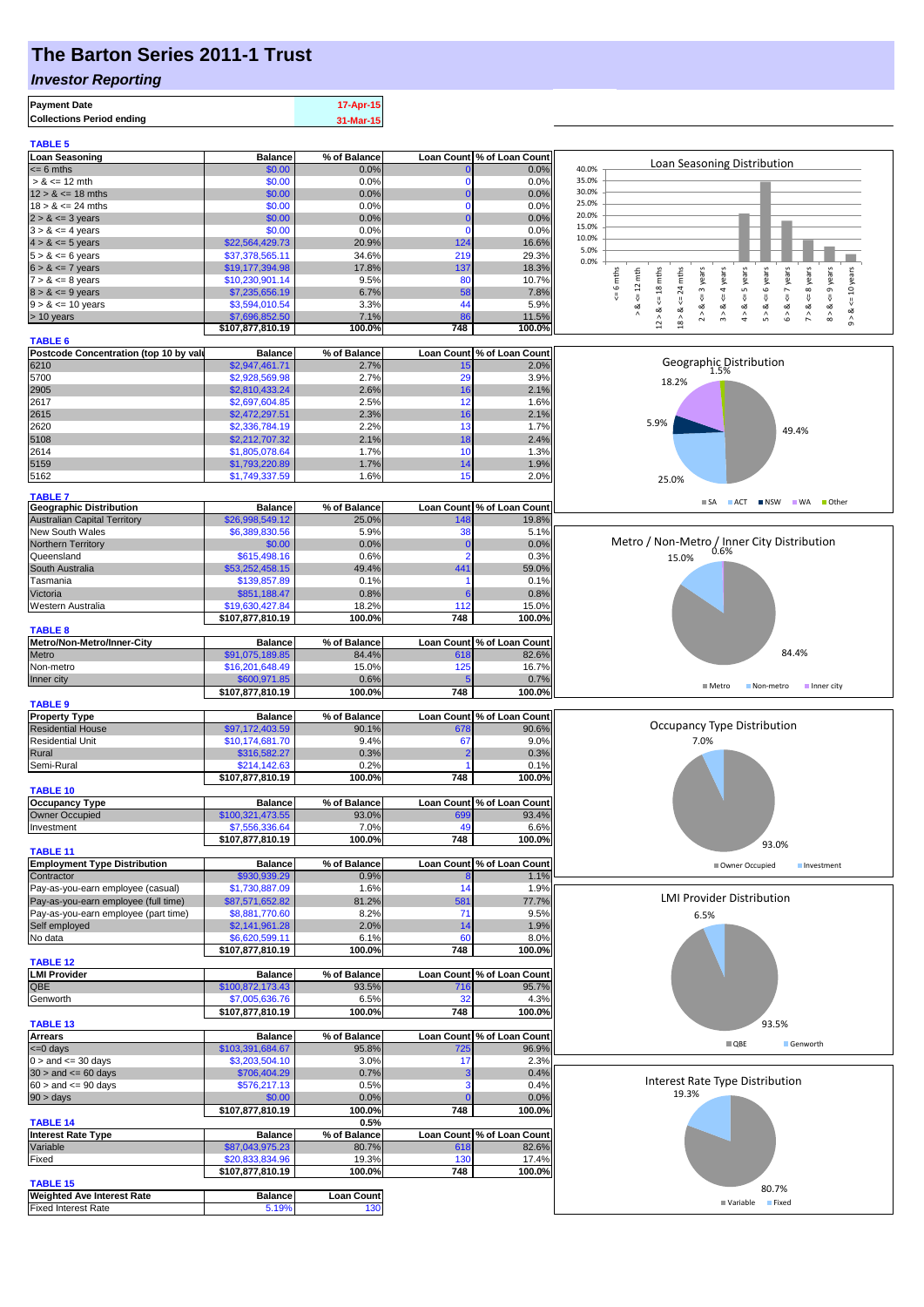# The Barton Series 2011-1 Trust

## *Investor Reporting*

| | |
|---|---|
| **Payment Date** | **17-Apr-15** |
| **Collections Period ending** | **31-Mar-15** |

**TABLE 5**

| Loan Seasoning | Balance | % of Balance | Loan Count | % of Loan Count |
|---|---|---|---|---|
| <= 6 mths | $0.00 | 0.0% | 0 | 0.0% |
| > & <= 12 mth | $0.00 | 0.0% | 0 | 0.0% |
| 12 > & <= 18 mths | $0.00 | 0.0% | 0 | 0.0% |
| 18 > & <= 24 mths | $0.00 | 0.0% | 0 | 0.0% |
| 2 > & <= 3 years | $0.00 | 0.0% | 0 | 0.0% |
| 3 > & <= 4 years | $0.00 | 0.0% | 0 | 0.0% |
| 4 > & <= 5 years | $22,564,429.73 | 20.9% | 124 | 16.6% |
| 5 > & <= 6 years | $37,378,565.11 | 34.6% | 219 | 29.3% |
| 6 > & <= 7 years | $19,177,394.98 | 17.8% | 137 | 18.3% |
| 7 > & <= 8 years | $10,230,901.14 | 9.5% | 80 | 10.7% |
| 8 > & <= 9 years | $7,235,656.19 | 6.7% | 58 | 7.8% |
| 9 > & <= 10 years | $3,594,010.54 | 3.3% | 44 | 5.9% |
| > 10 years | $7,696,852.50 | 7.1% | 86 | 11.5% |
| | **$107,877,810.19** | **100.0%** | **748** | **100.0%** |

Loan Seasoning Distribution

40.0%
35.0%
30.0%
25.0%
20.0%
15.0%
10.0%
5.0%
0.0%

<= 6 mths, > & <= 12 mth, 12 > & <= 18 mths, 18 > & <= 24 mths, 2 > & <= 3 years, 3 > & <= 4 years, 4 > & <= 5 years, 5 > & <= 6 years, 6 > & <= 7 years, 7 > & <= 8 years, 8 > & <= 9 years, 9 > & <= 10 years

**TABLE 6**

| Postcode Concentration (top 10 by value) | Balance | % of Balance | Loan Count | % of Loan Count |
|---|---|---|---|---|
| 6210 | $2,947,461.71 | 2.7% | 15 | 2.0% |
| 5700 | $2,928,569.98 | 2.7% | 29 | 3.9% |
| 2905 | $2,810,433.24 | 2.6% | 16 | 2.1% |
| 2617 | $2,697,604.85 | 2.5% | 12 | 1.6% |
| 2615 | $2,472,297.51 | 2.3% | 16 | 2.1% |
| 2620 | $2,336,784.19 | 2.2% | 13 | 1.7% |
| 5108 | $2,212,707.32 | 2.1% | 18 | 2.4% |
| 2614 | $1,805,078.64 | 1.7% | 10 | 1.3% |
| 5159 | $1,793,220.89 | 1.7% | 14 | 1.9% |
| 5162 | $1,749,337.59 | 1.6% | 15 | 2.0% |

Geographic Distribution

1.5%
18.2%
5.9%
49.4%
25.0%

SA ACT NSW WA Other

**TABLE 7**

| Geographic Distribution | Balance | % of Balance | Loan Count | % of Loan Count |
|---|---|---|---|---|
| Australian Capital Territory | $26,998,549.12 | 25.0% | 148 | 19.8% |
| New South Wales | $6,389,830.56 | 5.9% | 38 | 5.1% |
| Northern Territory | $0.00 | 0.0% | 0 | 0.0% |
| Queensland | $615,498.16 | 0.6% | 2 | 0.3% |
| South Australia | $53,252,458.15 | 49.4% | 441 | 59.0% |
| Tasmania | $139,857.89 | 0.1% | 1 | 0.1% |
| Victoria | $851,188.47 | 0.8% | 6 | 0.8% |
| Western Australia | $19,630,427.84 | 18.2% | 112 | 15.0% |
| | **$107,877,810.19** | **100.0%** | **748** | **100.0%** |

Metro / Non-Metro / Inner City Distribution

0.6%
15.0%
84.4%

Metro Non-metro Inner city

**TABLE 8**

| Metro/Non-Metro/Inner-City | Balance | % of Balance | Loan Count | % of Loan Count |
|---|---|---|---|---|
| Metro | $91,075,189.85 | 84.4% | 618 | 82.6% |
| Non-metro | $16,201,648.49 | 15.0% | 125 | 16.7% |
| Inner city | $600,971.85 | 0.6% | 5 | 0.7% |
| | **$107,877,810.19** | **100.0%** | **748** | **100.0%** |

**TABLE 9**

| Property Type | Balance | % of Balance | Loan Count | % of Loan Count |
|---|---|---|---|---|
| Residential House | $97,172,403.59 | 90.1% | 678 | 90.6% |
| Residential Unit | $10,174,681.70 | 9.4% | 67 | 9.0% |
| Rural | $316,582.27 | 0.3% | 2 | 0.3% |
| Semi-Rural | $214,142.63 | 0.2% | 1 | 0.1% |
| | **$107,877,810.19** | **100.0%** | **748** | **100.0%** |

Occupancy Type Distribution

7.0%
93.0%

Owner Occupied Investment

**TABLE 10**

| Occupancy Type | Balance | % of Balance | Loan Count | % of Loan Count |
|---|---|---|---|---|
| Owner Occupied | $100,321,473.55 | 93.0% | 699 | 93.4% |
| Investment | $7,556,336.64 | 7.0% | 49 | 6.6% |
| | **$107,877,810.19** | **100.0%** | **748** | **100.0%** |

**TABLE 11**

| Employment Type Distribution | Balance | % of Balance | Loan Count | % of Loan Count |
|---|---|---|---|---|
| Contractor | $930,939.29 | 0.9% | 8 | 1.1% |
| Pay-as-you-earn employee (casual) | $1,730,887.09 | 1.6% | 14 | 1.9% |
| Pay-as-you-earn employee (full time) | $87,571,652.82 | 81.2% | 581 | 77.7% |
| Pay-as-you-earn employee (part time) | $8,881,770.60 | 8.2% | 71 | 9.5% |
| Self employed | $2,141,961.28 | 2.0% | 14 | 1.9% |
| No data | $6,620,599.11 | 6.1% | 60 | 8.0% |
| | **$107,877,810.19** | **100.0%** | **748** | **100.0%** |

LMI Provider Distribution

6.5%
93.5%

QBE Genworth

**TABLE 12**

| LMI Provider | Balance | % of Balance | Loan Count | % of Loan Count |
|---|---|---|---|---|
| QBE | $100,872,173.43 | 93.5% | 716 | 95.7% |
| Genworth | $7,005,636.76 | 6.5% | 32 | 4.3% |
| | **$107,877,810.19** | **100.0%** | **748** | **100.0%** |

**TABLE 13**

| Arrears | Balance | % of Balance | Loan Count | % of Loan Count |
|---|---|---|---|---|
| <=0 days | $103,391,684.67 | 95.8% | 725 | 96.9% |
| 0 > and <= 30 days | $3,203,504.10 | 3.0% | 17 | 2.3% |
| 30 > and <= 60 days | $706,404.29 | 0.7% | 3 | 0.4% |
| 60 > and <= 90 days | $576,217.13 | 0.5% | 3 | 0.4% |
| 90 > days | $0.00 | 0.0% | 0 | 0.0% |
| | **$107,877,810.19** | **100.0%** | **748** | **100.0%** |
| | | **0.5%** | | |

Interest Rate Type Distribution

19.3%
80.7%

Variable Fixed

**TABLE 14**

| Interest Rate Type | Balance | % of Balance | Loan Count | % of Loan Count |
|---|---|---|---|---|
| Variable | $87,043,975.23 | 80.7% | 618 | 82.6% |
| Fixed | $20,833,834.96 | 19.3% | 130 | 17.4% |
| | **$107,877,810.19** | **100.0%** | **748** | **100.0%** |

**TABLE 15**

| Weighted Ave Interest Rate | Balance | Loan Count |
|---|---|---|
| Fixed Interest Rate | 5.19% | 130 |